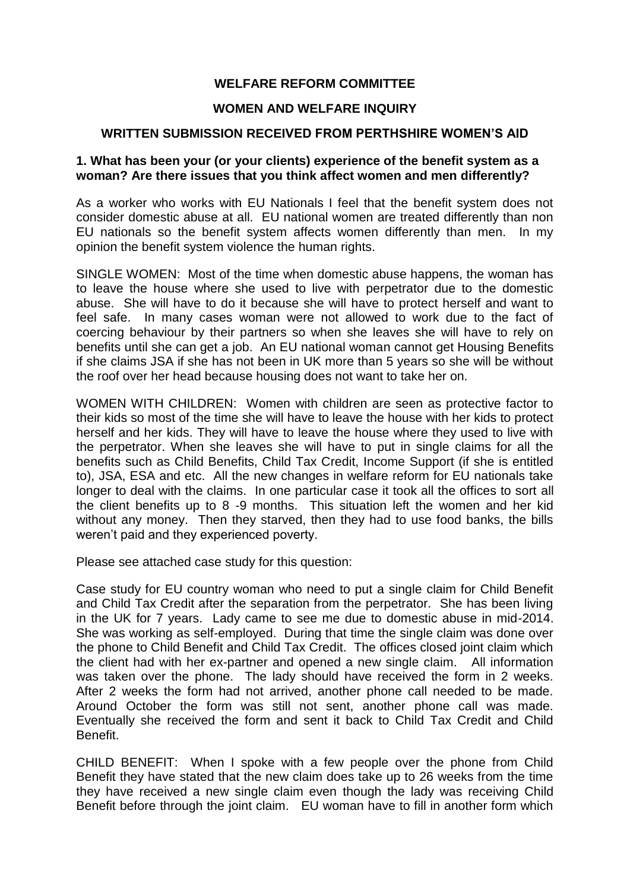# WELFARE REFORM COMMITTEE

## WOMEN AND WELFARE INQUIRY

## WRITTEN SUBMISSION RECEIVED FROM PERTHSHIRE WOMEN'S AID

### 1. What has been your (or your clients) experience of the benefit system as a woman? Are there issues that you think affect women and men differently?

As a worker who works with EU Nationals I feel that the benefit system does not consider domestic abuse at all. EU national women are treated differently than non EU nationals so the benefit system affects women differently than men. In my opinion the benefit system violence the human rights.

SINGLE WOMEN: Most of the time when domestic abuse happens, the woman has to leave the house where she used to live with perpetrator due to the domestic abuse. She will have to do it because she will have to protect herself and want to feel safe. In many cases woman were not allowed to work due to the fact of coercing behaviour by their partners so when she leaves she will have to rely on benefits until she can get a job. An EU national woman cannot get Housing Benefits if she claims JSA if she has not been in UK more than 5 years so she will be without the roof over her head because housing does not want to take her on.

WOMEN WITH CHILDREN: Women with children are seen as protective factor to their kids so most of the time she will have to leave the house with her kids to protect herself and her kids. They will have to leave the house where they used to live with the perpetrator. When she leaves she will have to put in single claims for all the benefits such as Child Benefits, Child Tax Credit, Income Support (if she is entitled to), JSA, ESA and etc. All the new changes in welfare reform for EU nationals take longer to deal with the claims. In one particular case it took all the offices to sort all the client benefits up to 8 -9 months. This situation left the women and her kid without any money. Then they starved, then they had to use food banks, the bills weren't paid and they experienced poverty.

Please see attached case study for this question:

Case study for EU country woman who need to put a single claim for Child Benefit and Child Tax Credit after the separation from the perpetrator. She has been living in the UK for 7 years. Lady came to see me due to domestic abuse in mid-2014. She was working as self-employed. During that time the single claim was done over the phone to Child Benefit and Child Tax Credit. The offices closed joint claim which the client had with her ex-partner and opened a new single claim. All information was taken over the phone. The lady should have received the form in 2 weeks. After 2 weeks the form had not arrived, another phone call needed to be made. Around October the form was still not sent, another phone call was made. Eventually she received the form and sent it back to Child Tax Credit and Child Benefit.

CHILD BENEFIT: When I spoke with a few people over the phone from Child Benefit they have stated that the new claim does take up to 26 weeks from the time they have received a new single claim even though the lady was receiving Child Benefit before through the joint claim. EU woman have to fill in another form which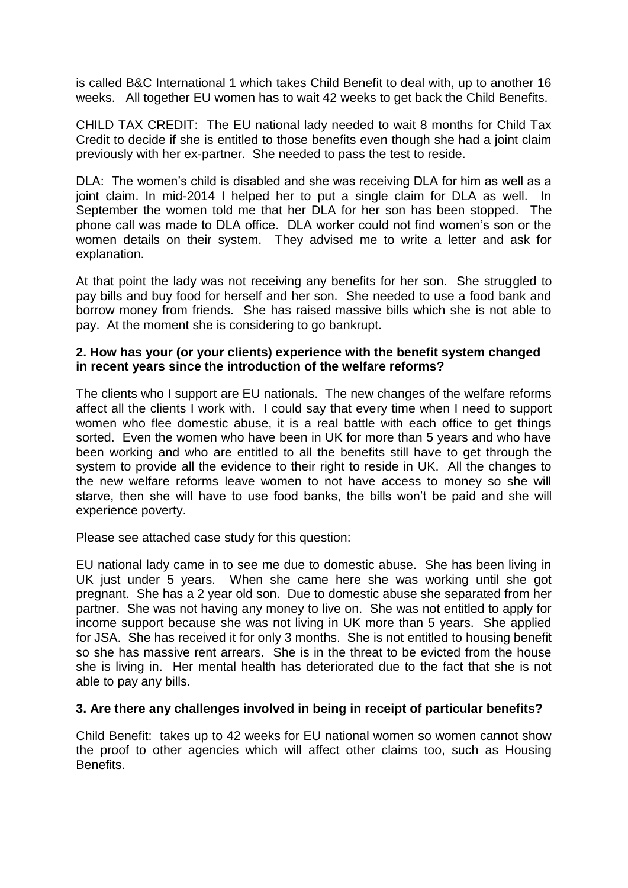is called B&C International 1 which takes Child Benefit to deal with, up to another 16 weeks. All together EU women has to wait 42 weeks to get back the Child Benefits.

CHILD TAX CREDIT: The EU national lady needed to wait 8 months for Child Tax Credit to decide if she is entitled to those benefits even though she had a joint claim previously with her ex-partner. She needed to pass the test to reside.

DLA: The women's child is disabled and she was receiving DLA for him as well as a joint claim. In mid-2014 I helped her to put a single claim for DLA as well. In September the women told me that her DLA for her son has been stopped. The phone call was made to DLA office. DLA worker could not find women's son or the women details on their system. They advised me to write a letter and ask for explanation.

At that point the lady was not receiving any benefits for her son. She struggled to pay bills and buy food for herself and her son. She needed to use a food bank and borrow money from friends. She has raised massive bills which she is not able to pay. At the moment she is considering to go bankrupt.

**2. How has your (or your clients) experience with the benefit system changed in recent years since the introduction of the welfare reforms?**

The clients who I support are EU nationals. The new changes of the welfare reforms affect all the clients I work with. I could say that every time when I need to support women who flee domestic abuse, it is a real battle with each office to get things sorted. Even the women who have been in UK for more than 5 years and who have been working and who are entitled to all the benefits still have to get through the system to provide all the evidence to their right to reside in UK. All the changes to the new welfare reforms leave women to not have access to money so she will starve, then she will have to use food banks, the bills won't be paid and she will experience poverty.

Please see attached case study for this question:

EU national lady came in to see me due to domestic abuse. She has been living in UK just under 5 years. When she came here she was working until she got pregnant. She has a 2 year old son. Due to domestic abuse she separated from her partner. She was not having any money to live on. She was not entitled to apply for income support because she was not living in UK more than 5 years. She applied for JSA. She has received it for only 3 months. She is not entitled to housing benefit so she has massive rent arrears. She is in the threat to be evicted from the house she is living in. Her mental health has deteriorated due to the fact that she is not able to pay any bills.

**3. Are there any challenges involved in being in receipt of particular benefits?**

Child Benefit: takes up to 42 weeks for EU national women so women cannot show the proof to other agencies which will affect other claims too, such as Housing Benefits.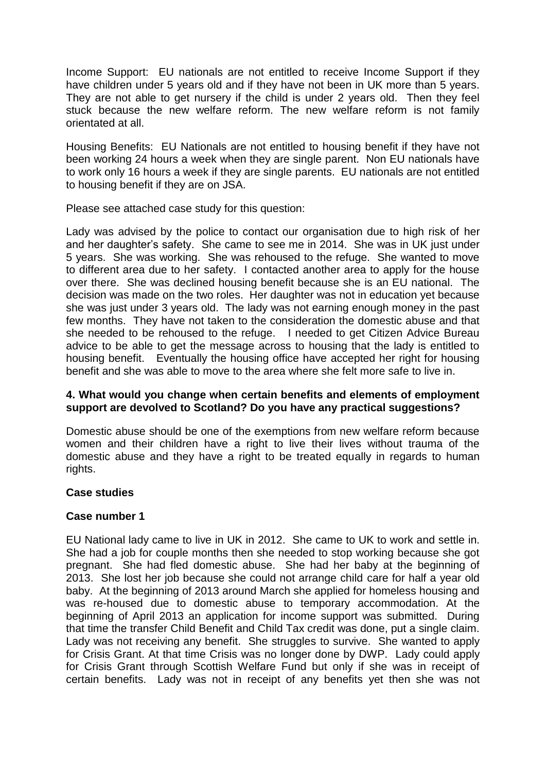Income Support: EU nationals are not entitled to receive Income Support if they have children under 5 years old and if they have not been in UK more than 5 years. They are not able to get nursery if the child is under 2 years old. Then they feel stuck because the new welfare reform. The new welfare reform is not family orientated at all.

Housing Benefits: EU Nationals are not entitled to housing benefit if they have not been working 24 hours a week when they are single parent. Non EU nationals have to work only 16 hours a week if they are single parents. EU nationals are not entitled to housing benefit if they are on JSA.

Please see attached case study for this question:

Lady was advised by the police to contact our organisation due to high risk of her and her daughter's safety. She came to see me in 2014. She was in UK just under 5 years. She was working. She was rehoused to the refuge. She wanted to move to different area due to her safety. I contacted another area to apply for the house over there. She was declined housing benefit because she is an EU national. The decision was made on the two roles. Her daughter was not in education yet because she was just under 3 years old. The lady was not earning enough money in the past few months. They have not taken to the consideration the domestic abuse and that she needed to be rehoused to the refuge. I needed to get Citizen Advice Bureau advice to be able to get the message across to housing that the lady is entitled to housing benefit. Eventually the housing office have accepted her right for housing benefit and she was able to move to the area where she felt more safe to live in.

**4. What would you change when certain benefits and elements of employment support are devolved to Scotland? Do you have any practical suggestions?**

Domestic abuse should be one of the exemptions from new welfare reform because women and their children have a right to live their lives without trauma of the domestic abuse and they have a right to be treated equally in regards to human rights.

**Case studies**

**Case number 1**

EU National lady came to live in UK in 2012. She came to UK to work and settle in. She had a job for couple months then she needed to stop working because she got pregnant. She had fled domestic abuse. She had her baby at the beginning of 2013. She lost her job because she could not arrange child care for half a year old baby. At the beginning of 2013 around March she applied for homeless housing and was re-housed due to domestic abuse to temporary accommodation. At the beginning of April 2013 an application for income support was submitted. During that time the transfer Child Benefit and Child Tax credit was done, put a single claim. Lady was not receiving any benefit. She struggles to survive. She wanted to apply for Crisis Grant. At that time Crisis was no longer done by DWP. Lady could apply for Crisis Grant through Scottish Welfare Fund but only if she was in receipt of certain benefits. Lady was not in receipt of any benefits yet then she was not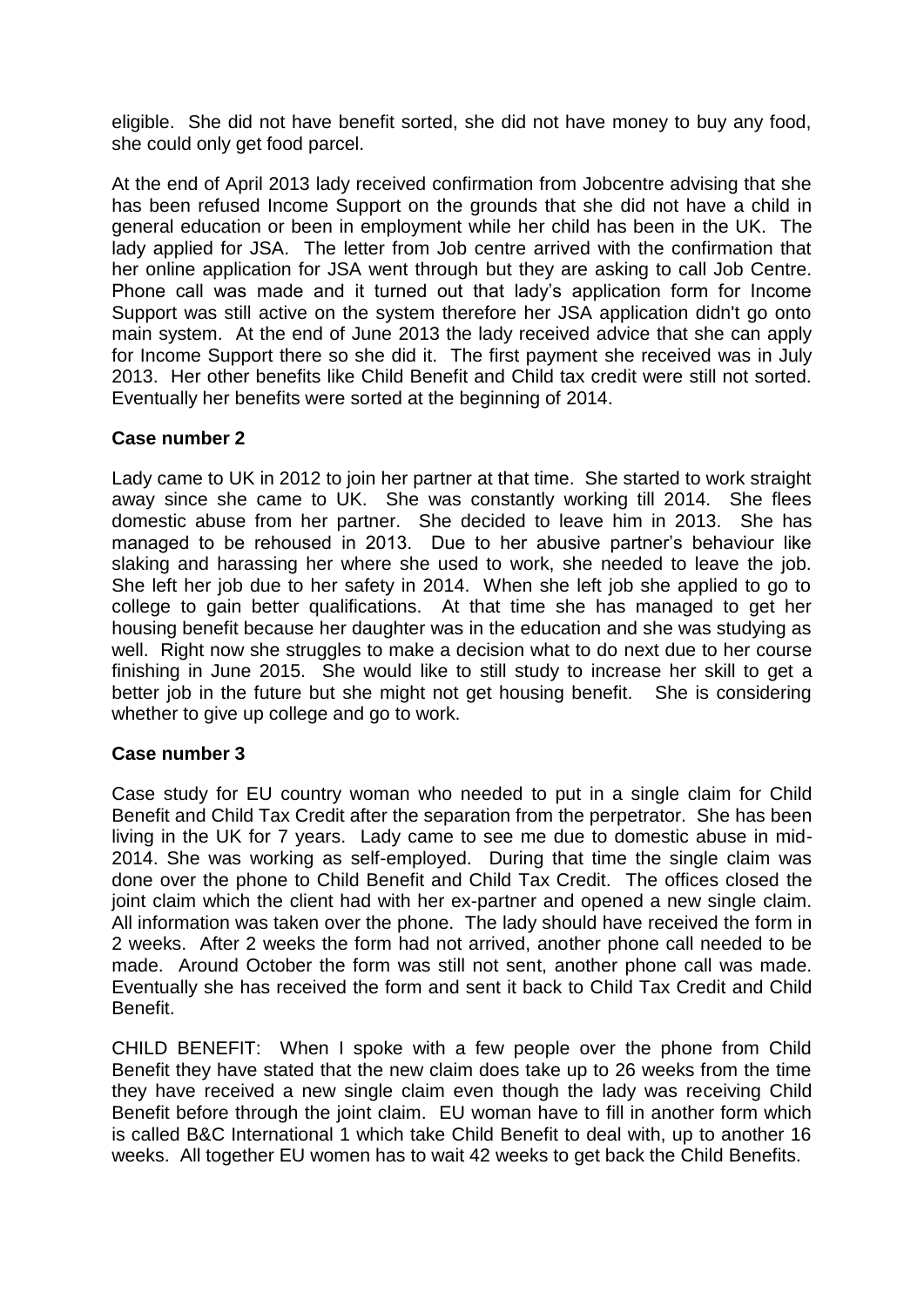eligible. She did not have benefit sorted, she did not have money to buy any food, she could only get food parcel.

At the end of April 2013 lady received confirmation from Jobcentre advising that she has been refused Income Support on the grounds that she did not have a child in general education or been in employment while her child has been in the UK. The lady applied for JSA. The letter from Job centre arrived with the confirmation that her online application for JSA went through but they are asking to call Job Centre. Phone call was made and it turned out that lady's application form for Income Support was still active on the system therefore her JSA application didn't go onto main system. At the end of June 2013 the lady received advice that she can apply for Income Support there so she did it. The first payment she received was in July 2013. Her other benefits like Child Benefit and Child tax credit were still not sorted. Eventually her benefits were sorted at the beginning of 2014.

**Case number 2**

Lady came to UK in 2012 to join her partner at that time. She started to work straight away since she came to UK. She was constantly working till 2014. She flees domestic abuse from her partner. She decided to leave him in 2013. She has managed to be rehoused in 2013. Due to her abusive partner's behaviour like slaking and harassing her where she used to work, she needed to leave the job. She left her job due to her safety in 2014. When she left job she applied to go to college to gain better qualifications. At that time she has managed to get her housing benefit because her daughter was in the education and she was studying as well. Right now she struggles to make a decision what to do next due to her course finishing in June 2015. She would like to still study to increase her skill to get a better job in the future but she might not get housing benefit. She is considering whether to give up college and go to work.

**Case number 3**

Case study for EU country woman who needed to put in a single claim for Child Benefit and Child Tax Credit after the separation from the perpetrator. She has been living in the UK for 7 years. Lady came to see me due to domestic abuse in mid-2014. She was working as self-employed. During that time the single claim was done over the phone to Child Benefit and Child Tax Credit. The offices closed the joint claim which the client had with her ex-partner and opened a new single claim. All information was taken over the phone. The lady should have received the form in 2 weeks. After 2 weeks the form had not arrived, another phone call needed to be made. Around October the form was still not sent, another phone call was made. Eventually she has received the form and sent it back to Child Tax Credit and Child Benefit.

CHILD BENEFIT: When I spoke with a few people over the phone from Child Benefit they have stated that the new claim does take up to 26 weeks from the time they have received a new single claim even though the lady was receiving Child Benefit before through the joint claim. EU woman have to fill in another form which is called B&C International 1 which take Child Benefit to deal with, up to another 16 weeks. All together EU women has to wait 42 weeks to get back the Child Benefits.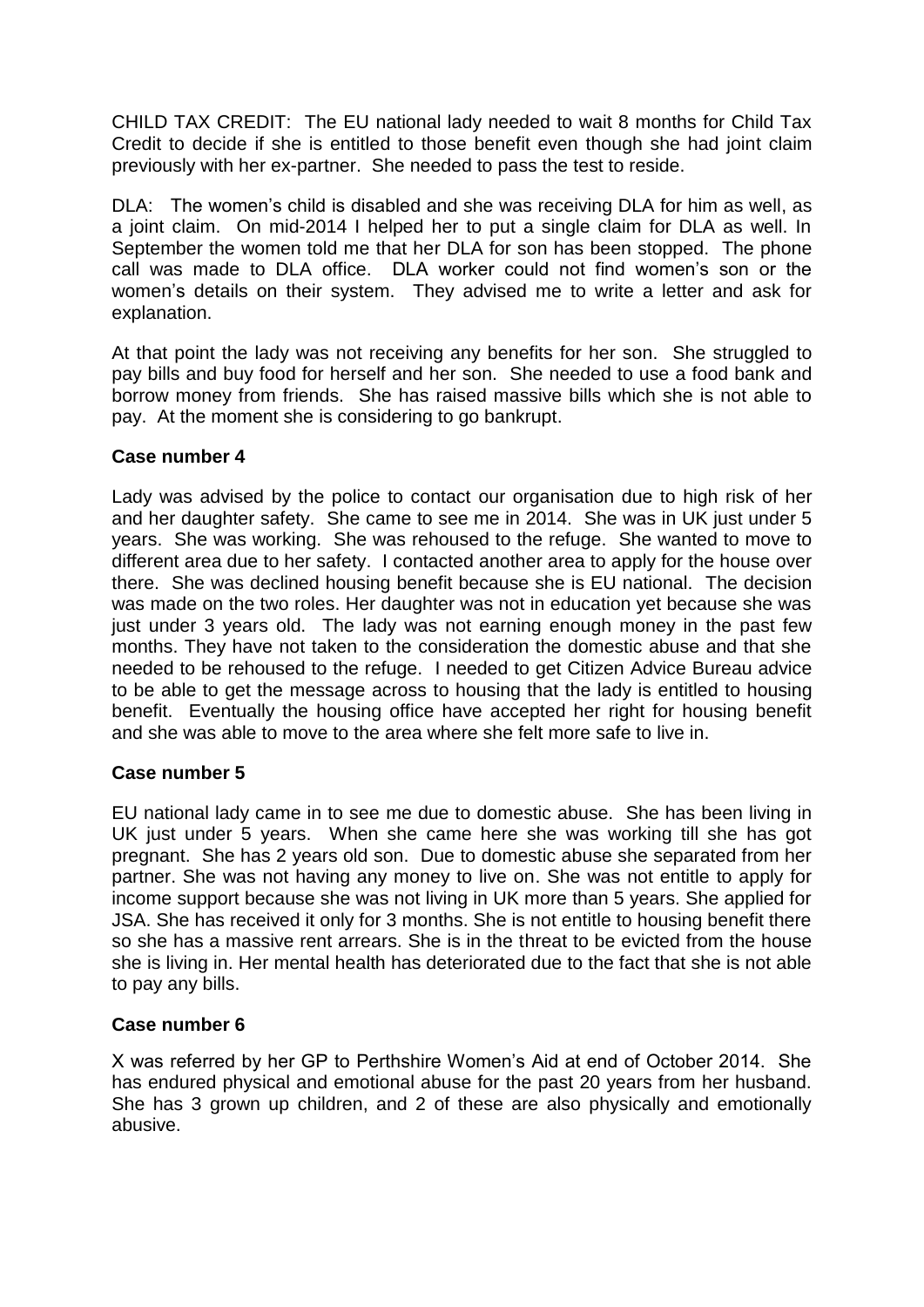CHILD TAX CREDIT: The EU national lady needed to wait 8 months for Child Tax Credit to decide if she is entitled to those benefit even though she had joint claim previously with her ex-partner. She needed to pass the test to reside.

DLA: The women's child is disabled and she was receiving DLA for him as well, as a joint claim. On mid-2014 I helped her to put a single claim for DLA as well. In September the women told me that her DLA for son has been stopped. The phone call was made to DLA office. DLA worker could not find women's son or the women's details on their system. They advised me to write a letter and ask for explanation.

At that point the lady was not receiving any benefits for her son. She struggled to pay bills and buy food for herself and her son. She needed to use a food bank and borrow money from friends. She has raised massive bills which she is not able to pay. At the moment she is considering to go bankrupt.

**Case number 4**

Lady was advised by the police to contact our organisation due to high risk of her and her daughter safety. She came to see me in 2014. She was in UK just under 5 years. She was working. She was rehoused to the refuge. She wanted to move to different area due to her safety. I contacted another area to apply for the house over there. She was declined housing benefit because she is EU national. The decision was made on the two roles. Her daughter was not in education yet because she was just under 3 years old. The lady was not earning enough money in the past few months. They have not taken to the consideration the domestic abuse and that she needed to be rehoused to the refuge. I needed to get Citizen Advice Bureau advice to be able to get the message across to housing that the lady is entitled to housing benefit. Eventually the housing office have accepted her right for housing benefit and she was able to move to the area where she felt more safe to live in.

**Case number 5**

EU national lady came in to see me due to domestic abuse. She has been living in UK just under 5 years. When she came here she was working till she has got pregnant. She has 2 years old son. Due to domestic abuse she separated from her partner. She was not having any money to live on. She was not entitle to apply for income support because she was not living in UK more than 5 years. She applied for JSA. She has received it only for 3 months. She is not entitle to housing benefit there so she has a massive rent arrears. She is in the threat to be evicted from the house she is living in. Her mental health has deteriorated due to the fact that she is not able to pay any bills.

**Case number 6**

X was referred by her GP to Perthshire Women's Aid at end of October 2014. She has endured physical and emotional abuse for the past 20 years from her husband. She has 3 grown up children, and 2 of these are also physically and emotionally abusive.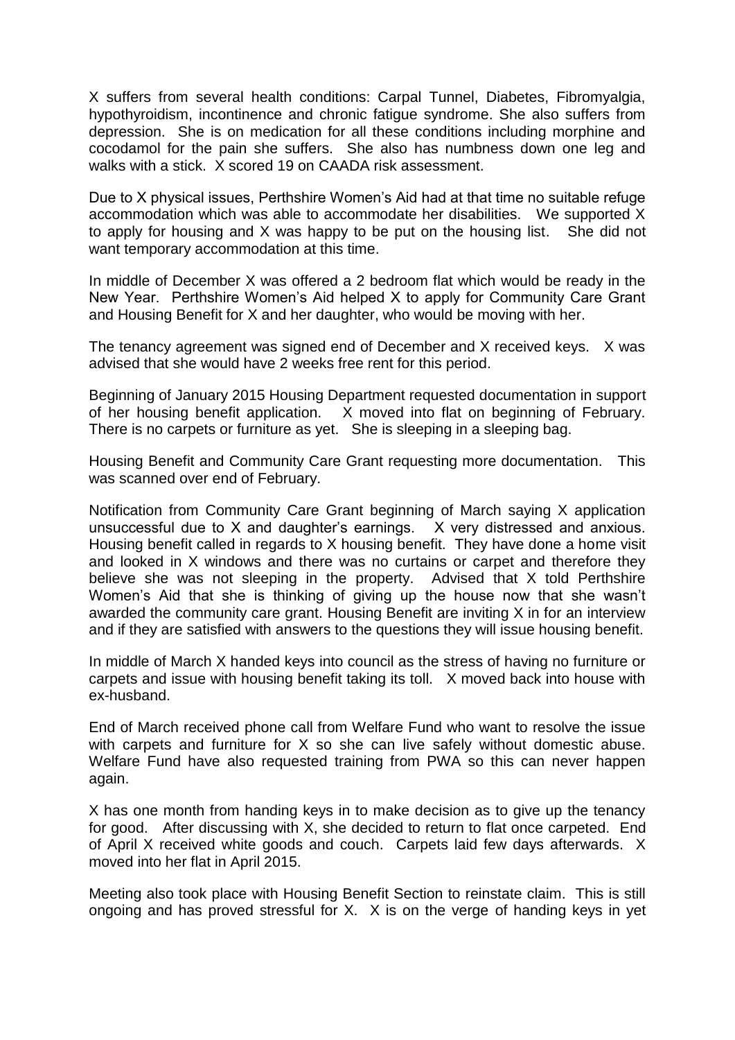X suffers from several health conditions: Carpal Tunnel, Diabetes, Fibromyalgia, hypothyroidism, incontinence and chronic fatigue syndrome. She also suffers from depression. She is on medication for all these conditions including morphine and cocodamol for the pain she suffers. She also has numbness down one leg and walks with a stick. X scored 19 on CAADA risk assessment.

Due to X physical issues, Perthshire Women's Aid had at that time no suitable refuge accommodation which was able to accommodate her disabilities. We supported X to apply for housing and X was happy to be put on the housing list. She did not want temporary accommodation at this time.

In middle of December X was offered a 2 bedroom flat which would be ready in the New Year. Perthshire Women's Aid helped X to apply for Community Care Grant and Housing Benefit for X and her daughter, who would be moving with her.

The tenancy agreement was signed end of December and X received keys. X was advised that she would have 2 weeks free rent for this period.

Beginning of January 2015 Housing Department requested documentation in support of her housing benefit application. X moved into flat on beginning of February. There is no carpets or furniture as yet. She is sleeping in a sleeping bag.

Housing Benefit and Community Care Grant requesting more documentation. This was scanned over end of February.

Notification from Community Care Grant beginning of March saying X application unsuccessful due to X and daughter's earnings. X very distressed and anxious. Housing benefit called in regards to X housing benefit. They have done a home visit and looked in X windows and there was no curtains or carpet and therefore they believe she was not sleeping in the property. Advised that X told Perthshire Women's Aid that she is thinking of giving up the house now that she wasn't awarded the community care grant. Housing Benefit are inviting X in for an interview and if they are satisfied with answers to the questions they will issue housing benefit.

In middle of March X handed keys into council as the stress of having no furniture or carpets and issue with housing benefit taking its toll. X moved back into house with ex-husband.

End of March received phone call from Welfare Fund who want to resolve the issue with carpets and furniture for X so she can live safely without domestic abuse. Welfare Fund have also requested training from PWA so this can never happen again.

X has one month from handing keys in to make decision as to give up the tenancy for good. After discussing with X, she decided to return to flat once carpeted. End of April X received white goods and couch. Carpets laid few days afterwards. X moved into her flat in April 2015.

Meeting also took place with Housing Benefit Section to reinstate claim. This is still ongoing and has proved stressful for X. X is on the verge of handing keys in yet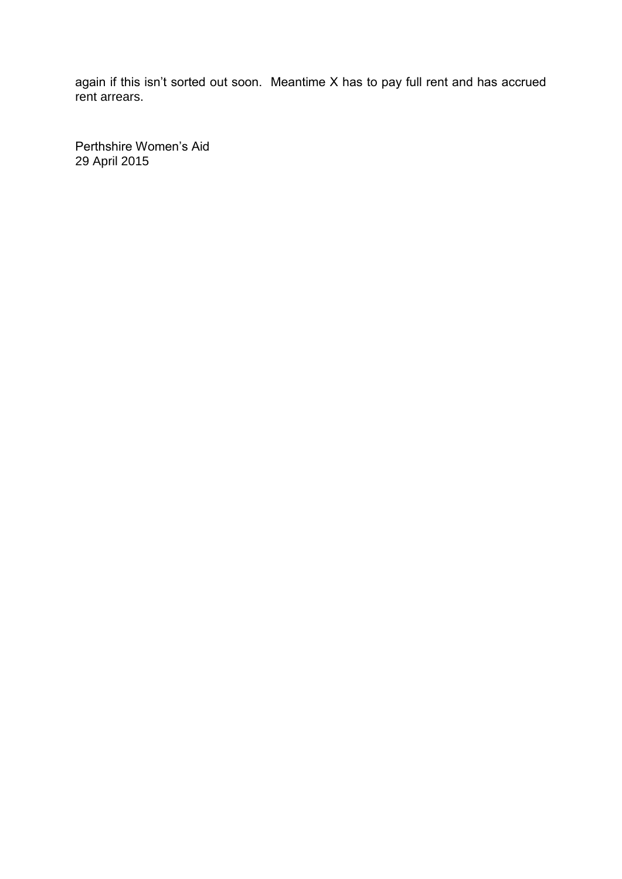again if this isn't sorted out soon. Meantime X has to pay full rent and has accrued rent arrears.

Perthshire Women's Aid
29 April 2015